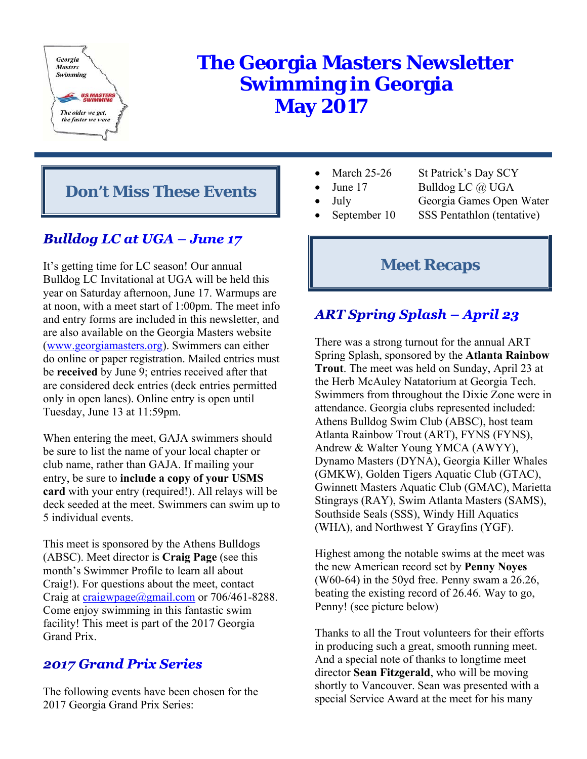# The Georgia Masters Newsletter
# Swimming in Georgia
# May 2017

## Don't Miss These Events

### *Bulldog LC at UGA – June 17*

It's getting time for LC season! Our annual Bulldog LC Invitational at UGA will be held this year on Saturday afternoon, June 17. Warmups are at noon, with a meet start of 1:00pm. The meet info and entry forms are included in this newsletter, and are also available on the Georgia Masters website (www.georgiamasters.org). Swimmers can either do online or paper registration. Mailed entries must be **received** by June 9; entries received after that are considered deck entries (deck entries permitted only in open lanes). Online entry is open until Tuesday, June 13 at 11:59pm.

When entering the meet, GAJA swimmers should be sure to list the name of your local chapter or club name, rather than GAJA. If mailing your entry, be sure to **include a copy of your USMS card** with your entry (required!). All relays will be deck seeded at the meet. Swimmers can swim up to 5 individual events.

This meet is sponsored by the Athens Bulldogs (ABSC). Meet director is **Craig Page** (see this month's Swimmer Profile to learn all about Craig!). For questions about the meet, contact Craig at craigwpage@gmail.com or 706/461-8288. Come enjoy swimming in this fantastic swim facility! This meet is part of the 2017 Georgia Grand Prix.

### *2017 Grand Prix Series*

The following events have been chosen for the 2017 Georgia Grand Prix Series:

- March 25-26 — St Patrick's Day SCY
- June 17 — Bulldog LC @ UGA
- July — Georgia Games Open Water
- September 10 — SSS Pentathlon (tentative)

## Meet Recaps

### *ART Spring Splash – April 23*

There was a strong turnout for the annual ART Spring Splash, sponsored by the **Atlanta Rainbow Trout**. The meet was held on Sunday, April 23 at the Herb McAuley Natatorium at Georgia Tech. Swimmers from throughout the Dixie Zone were in attendance. Georgia clubs represented included: Athens Bulldog Swim Club (ABSC), host team Atlanta Rainbow Trout (ART), FYNS (FYNS), Andrew & Walter Young YMCA (AWYY), Dynamo Masters (DYNA), Georgia Killer Whales (GMKW), Golden Tigers Aquatic Club (GTAC), Gwinnett Masters Aquatic Club (GMAC), Marietta Stingrays (RAY), Swim Atlanta Masters (SAMS), Southside Seals (SSS), Windy Hill Aquatics (WHA), and Northwest Y Grayfins (YGF).

Highest among the notable swims at the meet was the new American record set by **Penny Noyes** (W60-64) in the 50yd free. Penny swam a 26.26, beating the existing record of 26.46. Way to go, Penny! (see picture below)

Thanks to all the Trout volunteers for their efforts in producing such a great, smooth running meet. And a special note of thanks to longtime meet director **Sean Fitzgerald**, who will be moving shortly to Vancouver. Sean was presented with a special Service Award at the meet for his many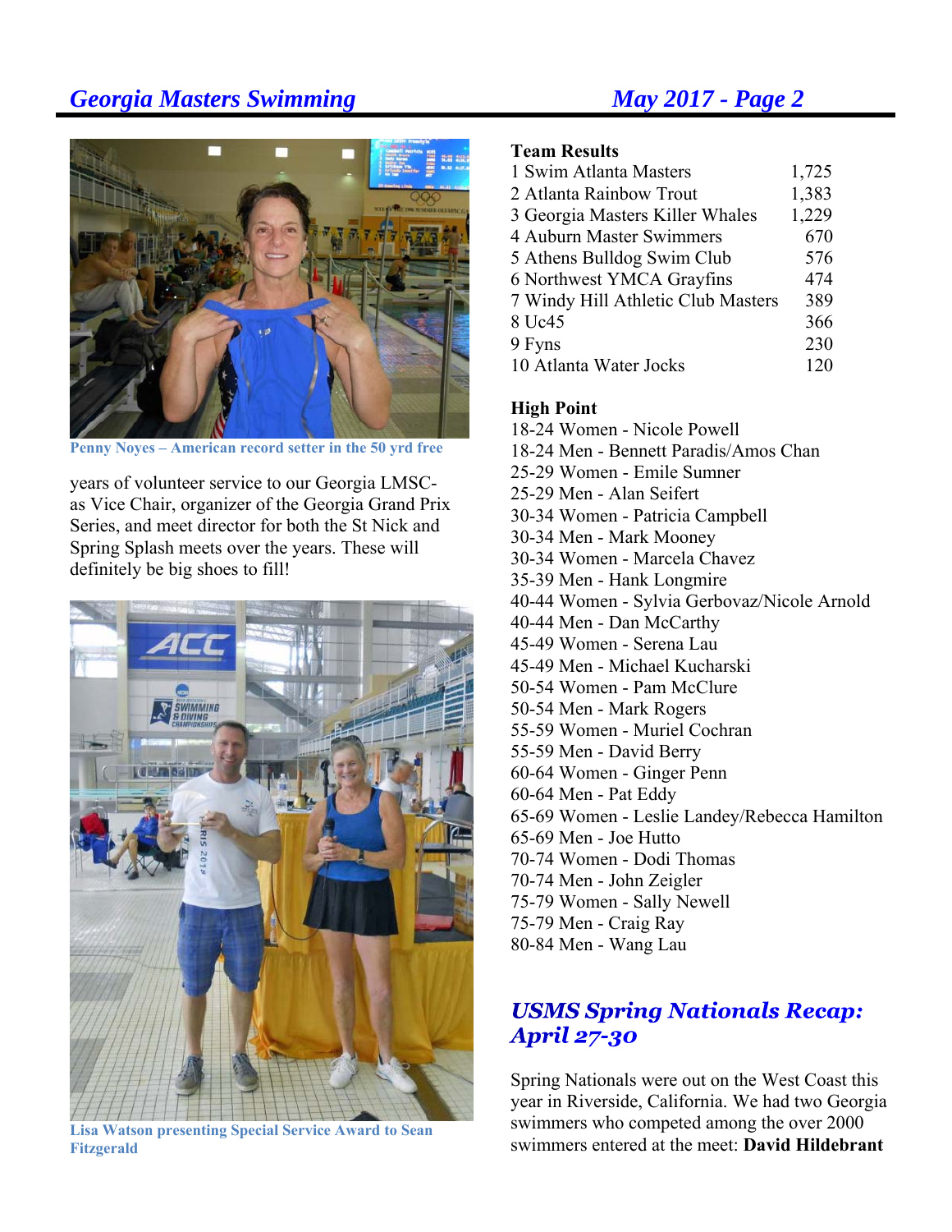Penny Noyes – American record setter in the 50 yrd free

years of volunteer service to our Georgia LMSC- as Vice Chair, organizer of the Georgia Grand Prix Series, and meet director for both the St Nick and Spring Splash meets over the years. These will definitely be big shoes to fill!

Lisa Watson presenting Special Service Award to Sean Fitzgerald

**Team Results**

| Team | Points |
|---|---|
| 1 Swim Atlanta Masters | 1,725 |
| 2 Atlanta Rainbow Trout | 1,383 |
| 3 Georgia Masters Killer Whales | 1,229 |
| 4 Auburn Master Swimmers | 670 |
| 5 Athens Bulldog Swim Club | 576 |
| 6 Northwest YMCA Grayfins | 474 |
| 7 Windy Hill Athletic Club Masters | 389 |
| 8 Uc45 | 366 |
| 9 Fyns | 230 |
| 10 Atlanta Water Jocks | 120 |

**High Point**

18-24 Women - Nicole Powell
18-24 Men - Bennett Paradis/Amos Chan
25-29 Women - Emile Sumner
25-29 Men - Alan Seifert
30-34 Women - Patricia Campbell
30-34 Men - Mark Mooney
30-34 Women - Marcela Chavez
35-39 Men - Hank Longmire
40-44 Women - Sylvia Gerbovaz/Nicole Arnold
40-44 Men - Dan McCarthy
45-49 Women - Serena Lau
45-49 Men - Michael Kucharski
50-54 Women - Pam McClure
50-54 Men - Mark Rogers
55-59 Women - Muriel Cochran
55-59 Men - David Berry
60-64 Women - Ginger Penn
60-64 Men - Pat Eddy
65-69 Women - Leslie Landey/Rebecca Hamilton
65-69 Men - Joe Hutto
70-74 Women - Dodi Thomas
70-74 Men - John Zeigler
75-79 Women - Sally Newell
75-79 Men - Craig Ray
80-84 Men - Wang Lau

## *USMS Spring Nationals Recap: April 27-30*

Spring Nationals were out on the West Coast this year in Riverside, California. We had two Georgia swimmers who competed among the over 2000 swimmers entered at the meet: **David Hildebrant**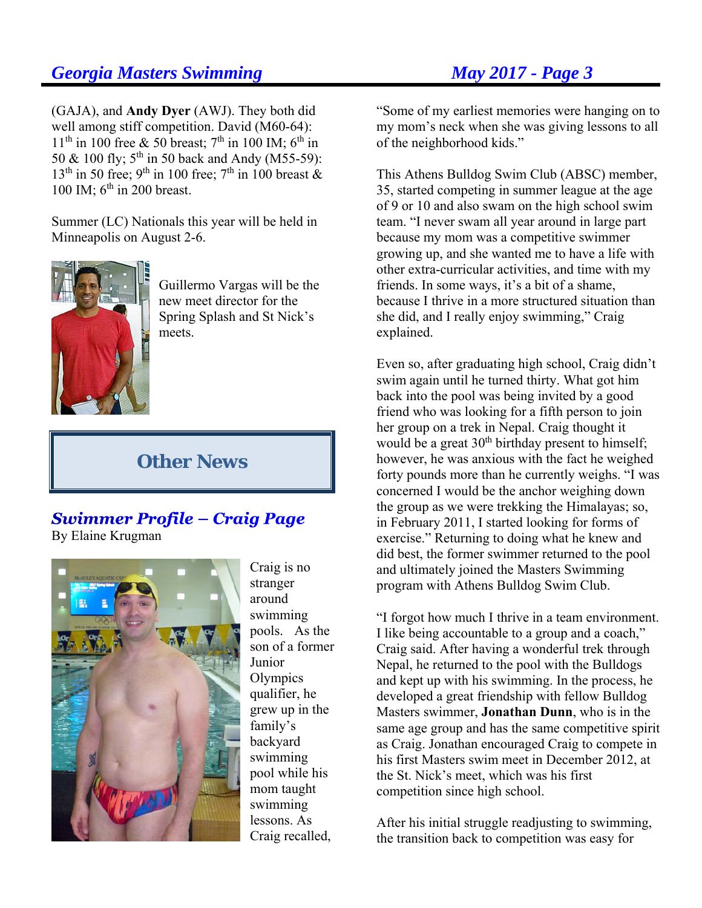(GAJA), and **Andy Dyer** (AWJ). They both did well among stiff competition. David (M60-64): 11th in 100 free & 50 breast; 7th in 100 IM; 6th in 50 & 100 fly; 5th in 50 back and Andy (M55-59): 13th in 50 free; 9th in 100 free; 7th in 100 breast & 100 IM; 6th in 200 breast.

Summer (LC) Nationals this year will be held in Minneapolis on August 2-6.

Guillermo Vargas will be the new meet director for the Spring Splash and St Nick's meets.

## Other News

### *Swimmer Profile – Craig Page*

By Elaine Krugman

Craig is no stranger around swimming pools. As the son of a former Junior Olympics qualifier, he grew up in the family's backyard swimming pool while his mom taught swimming lessons. As Craig recalled, "Some of my earliest memories were hanging on to my mom's neck when she was giving lessons to all of the neighborhood kids."

This Athens Bulldog Swim Club (ABSC) member, 35, started competing in summer league at the age of 9 or 10 and also swam on the high school swim team. "I never swam all year around in large part because my mom was a competitive swimmer growing up, and she wanted me to have a life with other extra-curricular activities, and time with my friends. In some ways, it's a bit of a shame, because I thrive in a more structured situation than she did, and I really enjoy swimming," Craig explained.

Even so, after graduating high school, Craig didn't swim again until he turned thirty. What got him back into the pool was being invited by a good friend who was looking for a fifth person to join her group on a trek in Nepal. Craig thought it would be a great 30th birthday present to himself; however, he was anxious with the fact he weighed forty pounds more than he currently weighs. "I was concerned I would be the anchor weighing down the group as we were trekking the Himalayas; so, in February 2011, I started looking for forms of exercise." Returning to doing what he knew and did best, the former swimmer returned to the pool and ultimately joined the Masters Swimming program with Athens Bulldog Swim Club.

"I forgot how much I thrive in a team environment. I like being accountable to a group and a coach," Craig said. After having a wonderful trek through Nepal, he returned to the pool with the Bulldogs and kept up with his swimming. In the process, he developed a great friendship with fellow Bulldog Masters swimmer, **Jonathan Dunn**, who is in the same age group and has the same competitive spirit as Craig. Jonathan encouraged Craig to compete in his first Masters swim meet in December 2012, at the St. Nick's meet, which was his first competition since high school.

After his initial struggle readjusting to swimming, the transition back to competition was easy for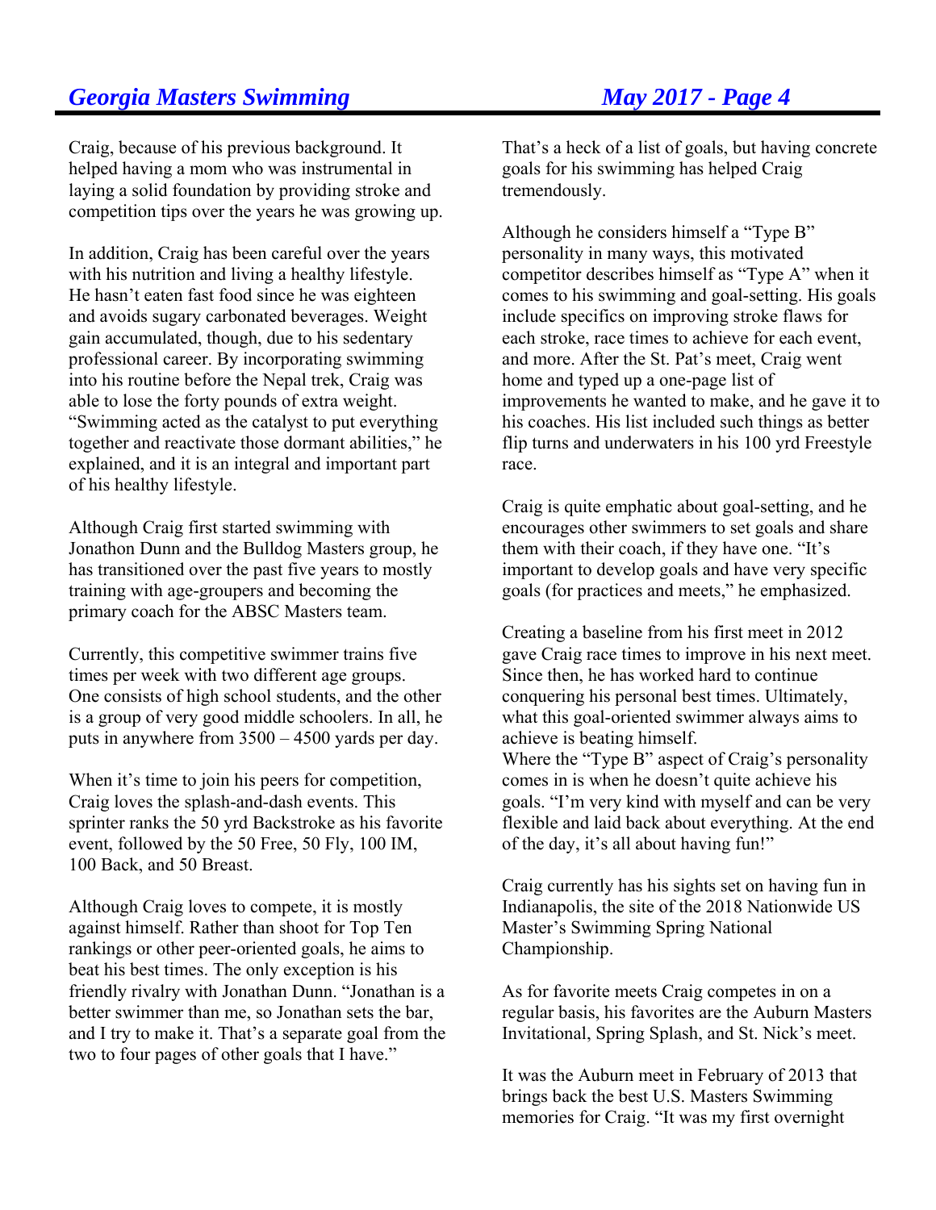Craig, because of his previous background. It helped having a mom who was instrumental in laying a solid foundation by providing stroke and competition tips over the years he was growing up.

In addition, Craig has been careful over the years with his nutrition and living a healthy lifestyle. He hasn't eaten fast food since he was eighteen and avoids sugary carbonated beverages. Weight gain accumulated, though, due to his sedentary professional career. By incorporating swimming into his routine before the Nepal trek, Craig was able to lose the forty pounds of extra weight. "Swimming acted as the catalyst to put everything together and reactivate those dormant abilities," he explained, and it is an integral and important part of his healthy lifestyle.

Although Craig first started swimming with Jonathon Dunn and the Bulldog Masters group, he has transitioned over the past five years to mostly training with age-groupers and becoming the primary coach for the ABSC Masters team.

Currently, this competitive swimmer trains five times per week with two different age groups. One consists of high school students, and the other is a group of very good middle schoolers. In all, he puts in anywhere from 3500 – 4500 yards per day.

When it's time to join his peers for competition, Craig loves the splash-and-dash events. This sprinter ranks the 50 yrd Backstroke as his favorite event, followed by the 50 Free, 50 Fly, 100 IM, 100 Back, and 50 Breast.

Although Craig loves to compete, it is mostly against himself. Rather than shoot for Top Ten rankings or other peer-oriented goals, he aims to beat his best times. The only exception is his friendly rivalry with Jonathan Dunn. "Jonathan is a better swimmer than me, so Jonathan sets the bar, and I try to make it. That's a separate goal from the two to four pages of other goals that I have."

That's a heck of a list of goals, but having concrete goals for his swimming has helped Craig tremendously.

Although he considers himself a "Type B" personality in many ways, this motivated competitor describes himself as "Type A" when it comes to his swimming and goal-setting. His goals include specifics on improving stroke flaws for each stroke, race times to achieve for each event, and more. After the St. Pat's meet, Craig went home and typed up a one-page list of improvements he wanted to make, and he gave it to his coaches. His list included such things as better flip turns and underwaters in his 100 yrd Freestyle race.

Craig is quite emphatic about goal-setting, and he encourages other swimmers to set goals and share them with their coach, if they have one. "It's important to develop goals and have very specific goals (for practices and meets," he emphasized.

Creating a baseline from his first meet in 2012 gave Craig race times to improve in his next meet. Since then, he has worked hard to continue conquering his personal best times. Ultimately, what this goal-oriented swimmer always aims to achieve is beating himself.
Where the "Type B" aspect of Craig's personality comes in is when he doesn't quite achieve his goals. "I'm very kind with myself and can be very flexible and laid back about everything. At the end of the day, it's all about having fun!"

Craig currently has his sights set on having fun in Indianapolis, the site of the 2018 Nationwide US Master's Swimming Spring National Championship.

As for favorite meets Craig competes in on a regular basis, his favorites are the Auburn Masters Invitational, Spring Splash, and St. Nick's meet.

It was the Auburn meet in February of 2013 that brings back the best U.S. Masters Swimming memories for Craig. "It was my first overnight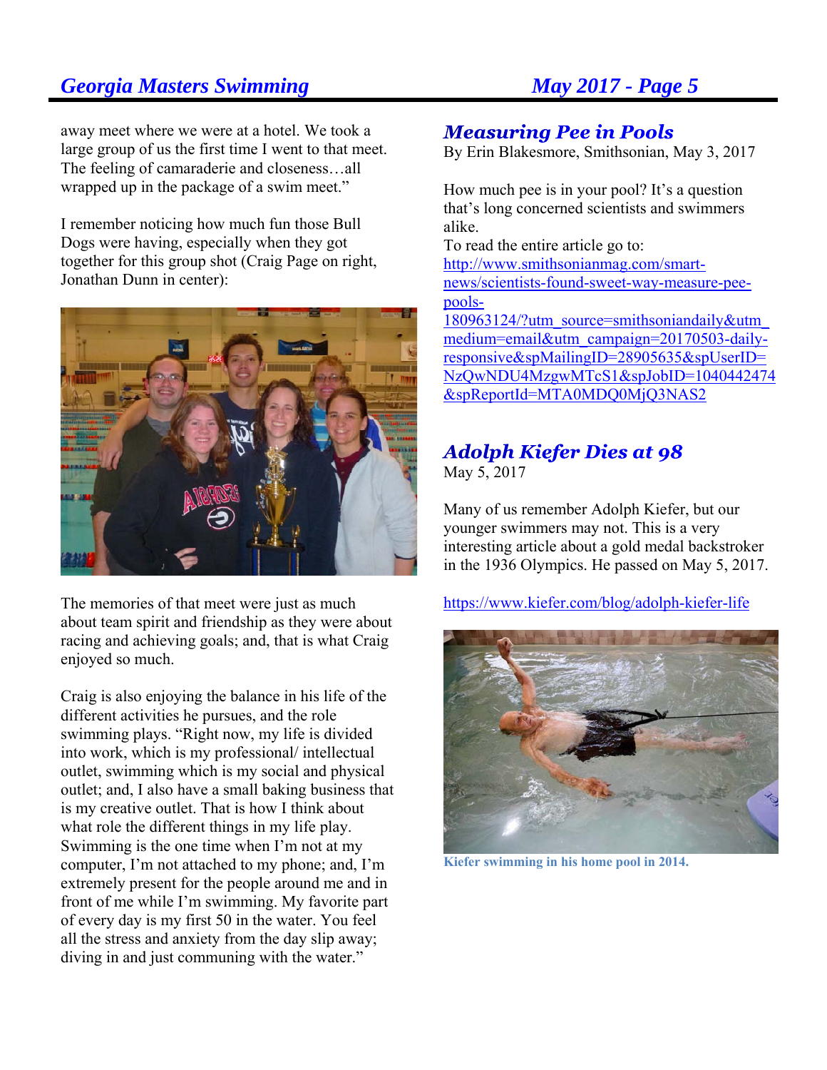away meet where we were at a hotel. We took a large group of us the first time I went to that meet. The feeling of camaraderie and closeness…all wrapped up in the package of a swim meet."

I remember noticing how much fun those Bull Dogs were having, especially when they got together for this group shot (Craig Page on right, Jonathan Dunn in center):

The memories of that meet were just as much about team spirit and friendship as they were about racing and achieving goals; and, that is what Craig enjoyed so much.

Craig is also enjoying the balance in his life of the different activities he pursues, and the role swimming plays. "Right now, my life is divided into work, which is my professional/ intellectual outlet, swimming which is my social and physical outlet; and, I also have a small baking business that is my creative outlet. That is how I think about what role the different things in my life play. Swimming is the one time when I'm not at my computer, I'm not attached to my phone; and, I'm extremely present for the people around me and in front of me while I'm swimming. My favorite part of every day is my first 50 in the water. You feel all the stress and anxiety from the day slip away; diving in and just communing with the water."

## *Measuring Pee in Pools*

By Erin Blakesmore, Smithsonian, May 3, 2017

How much pee is in your pool? It's a question that's long concerned scientists and swimmers alike.

To read the entire article go to:
http://www.smithsonianmag.com/smart-news/scientists-found-sweet-way-measure-pee-pools-180963124/?utm_source=smithsoniandaily&utm_medium=email&utm_campaign=20170503-daily-responsive&spMailingID=28905635&spUserID=NzQwNDU4MzgwMTcS1&spJobID=1040442474&spReportId=MTA0MDQ0MjQ3NAS2

## *Adolph Kiefer Dies at 98*

May 5, 2017

Many of us remember Adolph Kiefer, but our younger swimmers may not. This is a very interesting article about a gold medal backstroker in the 1936 Olympics. He passed on May 5, 2017.

https://www.kiefer.com/blog/adolph-kiefer-life

**Kiefer swimming in his home pool in 2014.**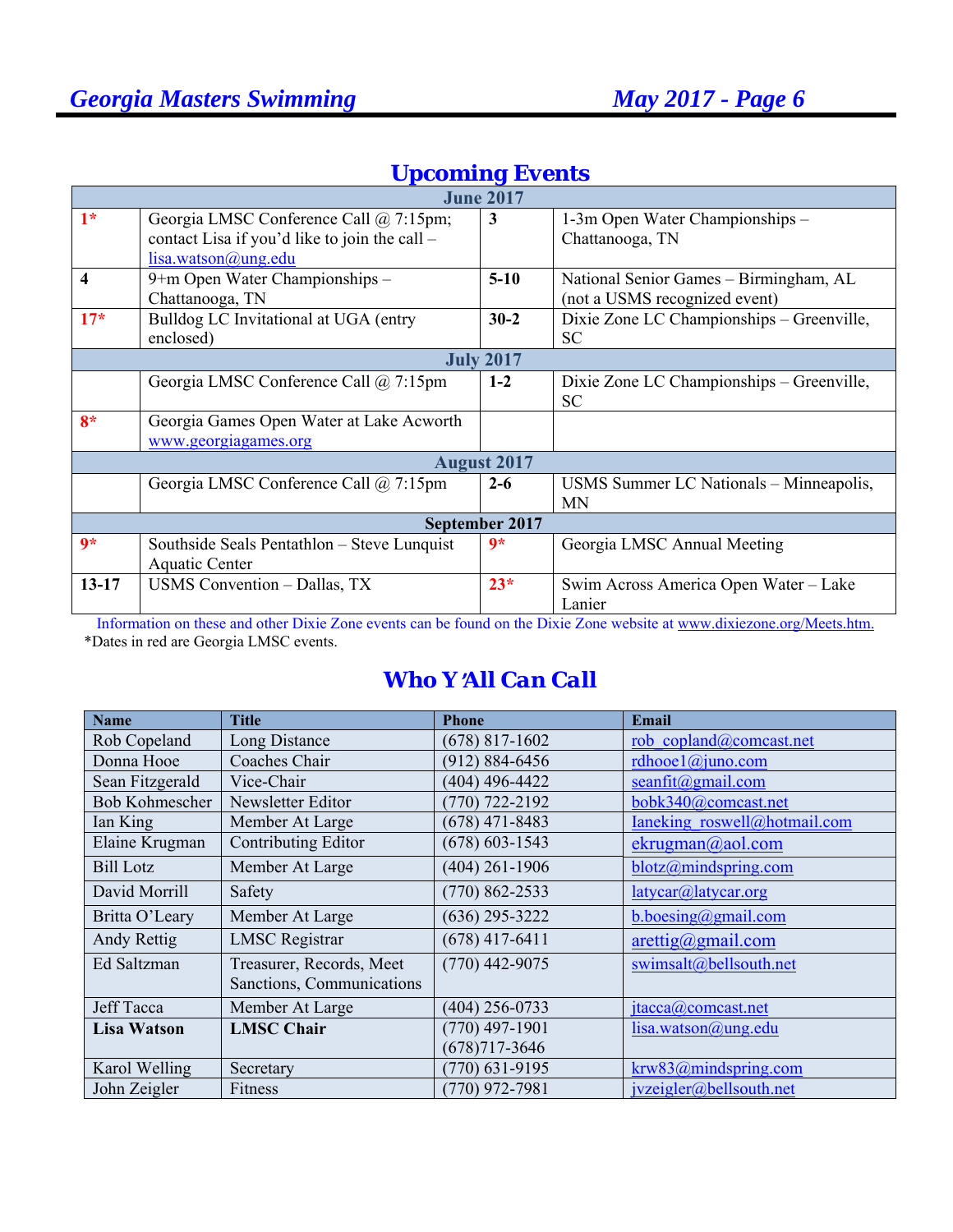## Upcoming Events

| | | | |
|---|---|---|---|
| **June 2017** | | | |
| **1*** | Georgia LMSC Conference Call @ 7:15pm; contact Lisa if you'd like to join the call – lisa.watson@ung.edu | **3** | 1-3m Open Water Championships – Chattanooga, TN |
| **4** | 9+m Open Water Championships – Chattanooga, TN | **5-10** | National Senior Games – Birmingham, AL (not a USMS recognized event) |
| **17*** | Bulldog LC Invitational at UGA (entry enclosed) | **30-2** | Dixie Zone LC Championships – Greenville, SC |
| **July 2017** | | | |
| | Georgia LMSC Conference Call @ 7:15pm | **1-2** | Dixie Zone LC Championships – Greenville, SC |
| **8*** | Georgia Games Open Water at Lake Acworth www.georgiagames.org | | |
| **August 2017** | | | |
| | Georgia LMSC Conference Call @ 7:15pm | **2-6** | USMS Summer LC Nationals – Minneapolis, MN |
| **September 2017** | | | |
| **9*** | Southside Seals Pentathlon – Steve Lunquist Aquatic Center | **9*** | Georgia LMSC Annual Meeting |
| **13-17** | USMS Convention – Dallas, TX | **23*** | Swim Across America Open Water – Lake Lanier |

Information on these and other Dixie Zone events can be found on the Dixie Zone website at www.dixiezone.org/Meets.htm.

*Dates in red are Georgia LMSC events.

## Who Y'All Can Call

| Name | Title | Phone | Email |
|---|---|---|---|
| Rob Copeland | Long Distance | (678) 817-1602 | rob_copland@comcast.net |
| Donna Hooe | Coaches Chair | (912) 884-6456 | rdhooe1@juno.com |
| Sean Fitzgerald | Vice-Chair | (404) 496-4422 | seanfit@gmail.com |
| Bob Kohmescher | Newsletter Editor | (770) 722-2192 | bobk340@comcast.net |
| Ian King | Member At Large | (678) 471-8483 | Ianeking_roswell@hotmail.com |
| Elaine Krugman | Contributing Editor | (678) 603-1543 | ekrugman@aol.com |
| Bill Lotz | Member At Large | (404) 261-1906 | blotz@mindspring.com |
| David Morrill | Safety | (770) 862-2533 | latycar@latycar.org |
| Britta O'Leary | Member At Large | (636) 295-3222 | b.boesing@gmail.com |
| Andy Rettig | LMSC Registrar | (678) 417-6411 | arettig@gmail.com |
| Ed Saltzman | Treasurer, Records, Meet Sanctions, Communications | (770) 442-9075 | swimsalt@bellsouth.net |
| Jeff Tacca | Member At Large | (404) 256-0733 | jtacca@comcast.net |
| **Lisa Watson** | **LMSC Chair** | (770) 497-1901 (678)717-3646 | lisa.watson@ung.edu |
| Karol Welling | Secretary | (770) 631-9195 | krw83@mindspring.com |
| John Zeigler | Fitness | (770) 972-7981 | jvzeigler@bellsouth.net |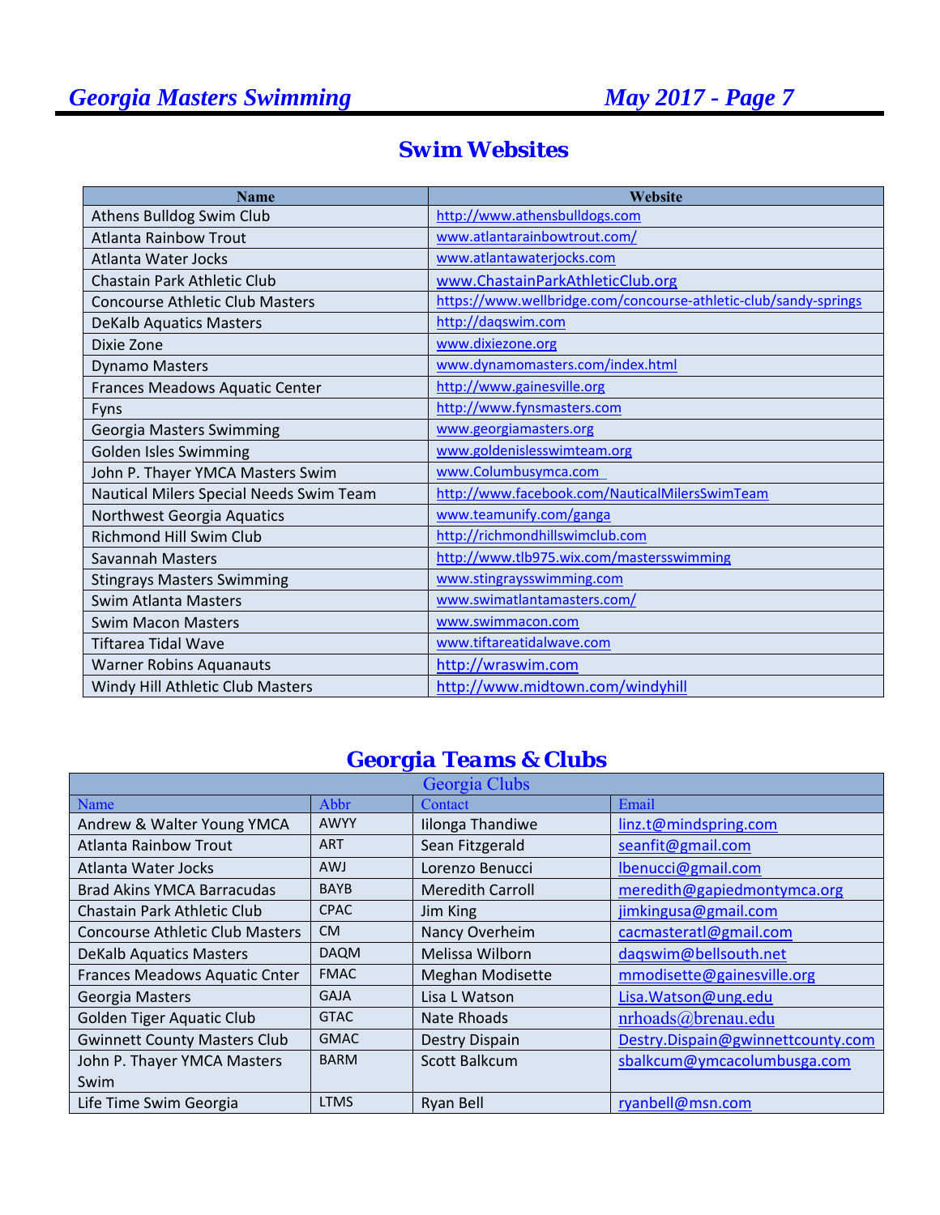## Swim Websites

| Name | Website |
|---|---|
| Athens Bulldog Swim Club | http://www.athensbulldogs.com |
| Atlanta Rainbow Trout | www.atlantarainbowtrout.com/ |
| Atlanta Water Jocks | www.atlantawaterjocks.com |
| Chastain Park Athletic Club | www.ChastainParkAthleticClub.org |
| Concourse Athletic Club Masters | https://www.wellbridge.com/concourse-athletic-club/sandy-springs |
| DeKalb Aquatics Masters | http://daqswim.com |
| Dixie Zone | www.dixiezone.org |
| Dynamo Masters | www.dynamomasters.com/index.html |
| Frances Meadows Aquatic Center | http://www.gainesville.org |
| Fyns | http://www.fynsmasters.com |
| Georgia Masters Swimming | www.georgiamasters.org |
| Golden Isles Swimming | www.goldenislesswimteam.org |
| John P. Thayer YMCA Masters Swim | www.Columbusymca.com |
| Nautical Milers Special Needs Swim Team | http://www.facebook.com/NauticalMilersSwimTeam |
| Northwest Georgia Aquatics | www.teamunify.com/ganga |
| Richmond Hill Swim Club | http://richmondhillswimclub.com |
| Savannah Masters | http://www.tlb975.wix.com/mastersswimming |
| Stingrays Masters Swimming | www.stingraysswimming.com |
| Swim Atlanta Masters | www.swimatlantamasters.com/ |
| Swim Macon Masters | www.swimmacon.com |
| Tiftarea Tidal Wave | www.tiftareatidalwave.com |
| Warner Robins Aquanauts | http://wraswim.com |
| Windy Hill Athletic Club Masters | http://www.midtown.com/windyhill |

## Georgia Teams & Clubs

| Georgia Clubs | | | |
|---|---|---|---|
| Name | Abbr | Contact | Email |
| Andrew & Walter Young YMCA | AWYY | Iilonga Thandiwe | linz.t@mindspring.com |
| Atlanta Rainbow Trout | ART | Sean Fitzgerald | seanfit@gmail.com |
| Atlanta Water Jocks | AWJ | Lorenzo Benucci | lbenucci@gmail.com |
| Brad Akins YMCA Barracudas | BAYB | Meredith Carroll | meredith@gapiedmontymca.org |
| Chastain Park Athletic Club | CPAC | Jim King | jimkingusa@gmail.com |
| Concourse Athletic Club Masters | CM | Nancy Overheim | cacmasteratl@gmail.com |
| DeKalb Aquatics Masters | DAQM | Melissa Wilborn | daqswim@bellsouth.net |
| Frances Meadows Aquatic Cnter | FMAC | Meghan Modisette | mmodisette@gainesville.org |
| Georgia Masters | GAJA | Lisa L Watson | Lisa.Watson@ung.edu |
| Golden Tiger Aquatic Club | GTAC | Nate Rhoads | nrhoads@brenau.edu |
| Gwinnett County Masters Club | GMAC | Destry Dispain | Destry.Dispain@gwinnettcounty.com |
| John P. Thayer YMCA Masters Swim | BARM | Scott Balkcum | sbalkcum@ymcacolumbusga.com |
| Life Time Swim Georgia | LTMS | Ryan Bell | ryanbell@msn.com |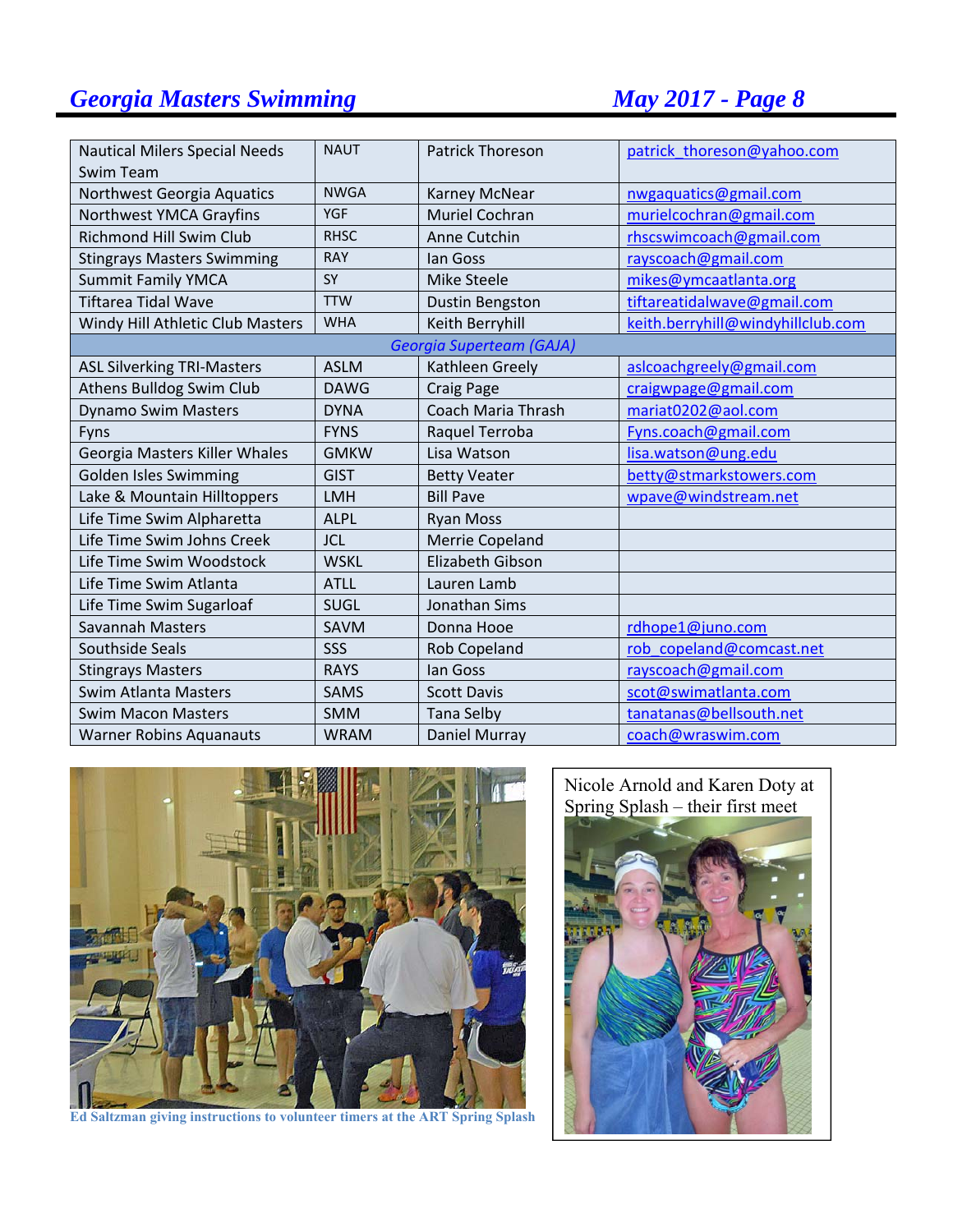| | | | |
|---|---|---|---|
| Nautical Milers Special Needs Swim Team | NAUT | Patrick Thoreson | patrick_thoreson@yahoo.com |
| Northwest Georgia Aquatics | NWGA | Karney McNear | nwgaquatics@gmail.com |
| Northwest YMCA Grayfins | YGF | Muriel Cochran | murielcochran@gmail.com |
| Richmond Hill Swim Club | RHSC | Anne Cutchin | rhscswimcoach@gmail.com |
| Stingrays Masters Swimming | RAY | Ian Goss | rayscoach@gmail.com |
| Summit Family YMCA | SY | Mike Steele | mikes@ymcaatlanta.org |
| Tiftarea Tidal Wave | TTW | Dustin Bengston | tiftareatidalwave@gmail.com |
| Windy Hill Athletic Club Masters | WHA | Keith Berryhill | keith.berryhill@windyhillclub.com |
| *Georgia Superteam (GAJA)* | | | |
| ASL Silverking TRI-Masters | ASLM | Kathleen Greely | aslcoachgreely@gmail.com |
| Athens Bulldog Swim Club | DAWG | Craig Page | craigwpage@gmail.com |
| Dynamo Swim Masters | DYNA | Coach Maria Thrash | mariat0202@aol.com |
| Fyns | FYNS | Raquel Terroba | Fyns.coach@gmail.com |
| Georgia Masters Killer Whales | GMKW | Lisa Watson | lisa.watson@ung.edu |
| Golden Isles Swimming | GIST | Betty Veater | betty@stmarkstowers.com |
| Lake & Mountain Hilltoppers | LMH | Bill Pave | wpave@windstream.net |
| Life Time Swim Alpharetta | ALPL | Ryan Moss | |
| Life Time Swim Johns Creek | JCL | Merrie Copeland | |
| Life Time Swim Woodstock | WSKL | Elizabeth Gibson | |
| Life Time Swim Atlanta | ATLL | Lauren Lamb | |
| Life Time Swim Sugarloaf | SUGL | Jonathan Sims | |
| Savannah Masters | SAVM | Donna Hooe | rdhope1@juno.com |
| Southside Seals | SSS | Rob Copeland | rob_copeland@comcast.net |
| Stingrays Masters | RAYS | Ian Goss | rayscoach@gmail.com |
| Swim Atlanta Masters | SAMS | Scott Davis | scot@swimatlanta.com |
| Swim Macon Masters | SMM | Tana Selby | tanatanas@bellsouth.net |
| Warner Robins Aquanauts | WRAM | Daniel Murray | coach@wraswim.com |

Ed Saltzman giving instructions to volunteer timers at the ART Spring Splash

Nicole Arnold and Karen Doty at Spring Splash – their first meet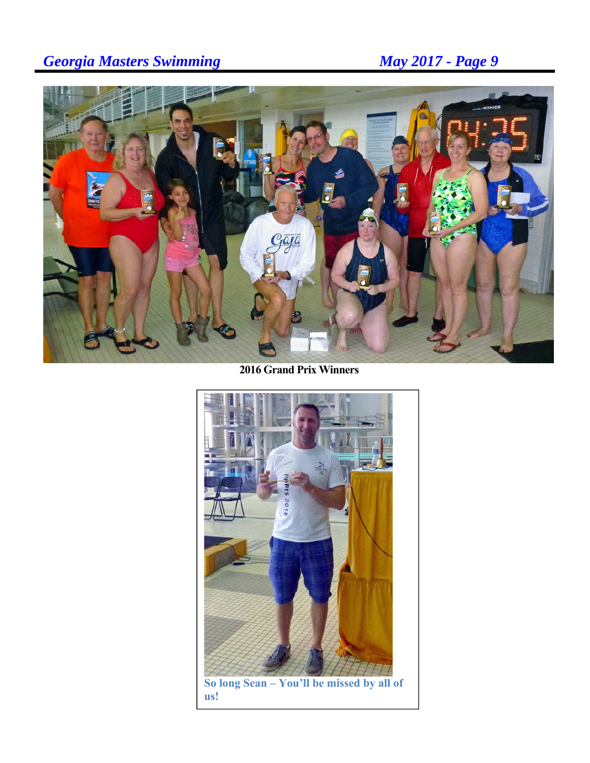**2016 Grand Prix Winners**

So long Sean – You'll be missed by all of us!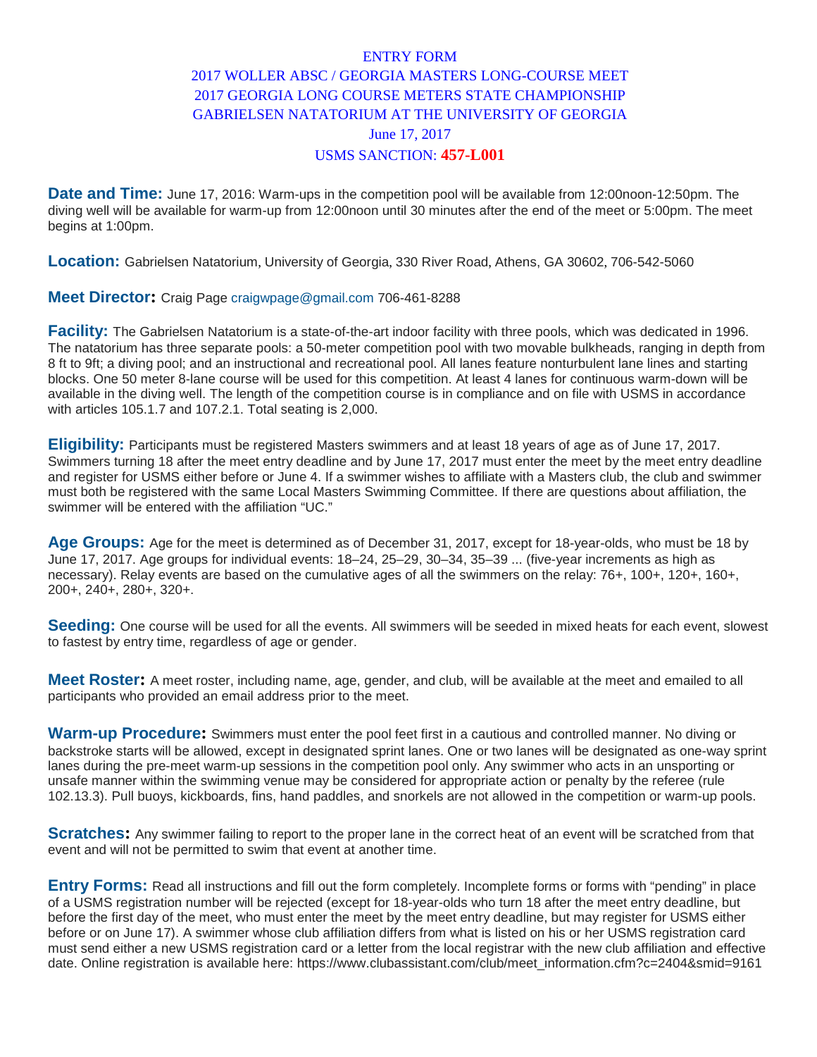# ENTRY FORM
## 2017 WOLLER ABSC / GEORGIA MASTERS LONG-COURSE MEET
## 2017 GEORGIA LONG COURSE METERS STATE CHAMPIONSHIP
## GABRIELSEN NATATORIUM AT THE UNIVERSITY OF GEORGIA
## June 17, 2017
## USMS SANCTION: **457-L001**

**Date and Time:** June 17, 2016: Warm-ups in the competition pool will be available from 12:00noon-12:50pm. The diving well will be available for warm-up from 12:00noon until 30 minutes after the end of the meet or 5:00pm. The meet begins at 1:00pm.

**Location:** Gabrielsen Natatorium, University of Georgia, 330 River Road, Athens, GA 30602, 706-542-5060

**Meet Director:** Craig Page craigwpage@gmail.com 706-461-8288

**Facility:** The Gabrielsen Natatorium is a state-of-the-art indoor facility with three pools, which was dedicated in 1996. The natatorium has three separate pools: a 50-meter competition pool with two movable bulkheads, ranging in depth from 8 ft to 9ft; a diving pool; and an instructional and recreational pool. All lanes feature nonturbulent lane lines and starting blocks. One 50 meter 8-lane course will be used for this competition. At least 4 lanes for continuous warm-down will be available in the diving well. The length of the competition course is in compliance and on file with USMS in accordance with articles 105.1.7 and 107.2.1. Total seating is 2,000.

**Eligibility:** Participants must be registered Masters swimmers and at least 18 years of age as of June 17, 2017. Swimmers turning 18 after the meet entry deadline and by June 17, 2017 must enter the meet by the meet entry deadline and register for USMS either before or June 4. If a swimmer wishes to affiliate with a Masters club, the club and swimmer must both be registered with the same Local Masters Swimming Committee. If there are questions about affiliation, the swimmer will be entered with the affiliation "UC."

**Age Groups:** Age for the meet is determined as of December 31, 2017, except for 18-year-olds, who must be 18 by June 17, 2017. Age groups for individual events: 18–24, 25–29, 30–34, 35–39 ... (five-year increments as high as necessary). Relay events are based on the cumulative ages of all the swimmers on the relay: 76+, 100+, 120+, 160+, 200+, 240+, 280+, 320+.

**Seeding:** One course will be used for all the events. All swimmers will be seeded in mixed heats for each event, slowest to fastest by entry time, regardless of age or gender.

**Meet Roster:** A meet roster, including name, age, gender, and club, will be available at the meet and emailed to all participants who provided an email address prior to the meet.

**Warm-up Procedure:** Swimmers must enter the pool feet first in a cautious and controlled manner. No diving or backstroke starts will be allowed, except in designated sprint lanes. One or two lanes will be designated as one-way sprint lanes during the pre-meet warm-up sessions in the competition pool only. Any swimmer who acts in an unsporting or unsafe manner within the swimming venue may be considered for appropriate action or penalty by the referee (rule 102.13.3). Pull buoys, kickboards, fins, hand paddles, and snorkels are not allowed in the competition or warm-up pools.

**Scratches:** Any swimmer failing to report to the proper lane in the correct heat of an event will be scratched from that event and will not be permitted to swim that event at another time.

**Entry Forms:** Read all instructions and fill out the form completely. Incomplete forms or forms with "pending" in place of a USMS registration number will be rejected (except for 18-year-olds who turn 18 after the meet entry deadline, but before the first day of the meet, who must enter the meet by the meet entry deadline, but may register for USMS either before or on June 17). A swimmer whose club affiliation differs from what is listed on his or her USMS registration card must send either a new USMS registration card or a letter from the local registrar with the new club affiliation and effective date. Online registration is available here: https://www.clubassistant.com/club/meet_information.cfm?c=2404&smid=9161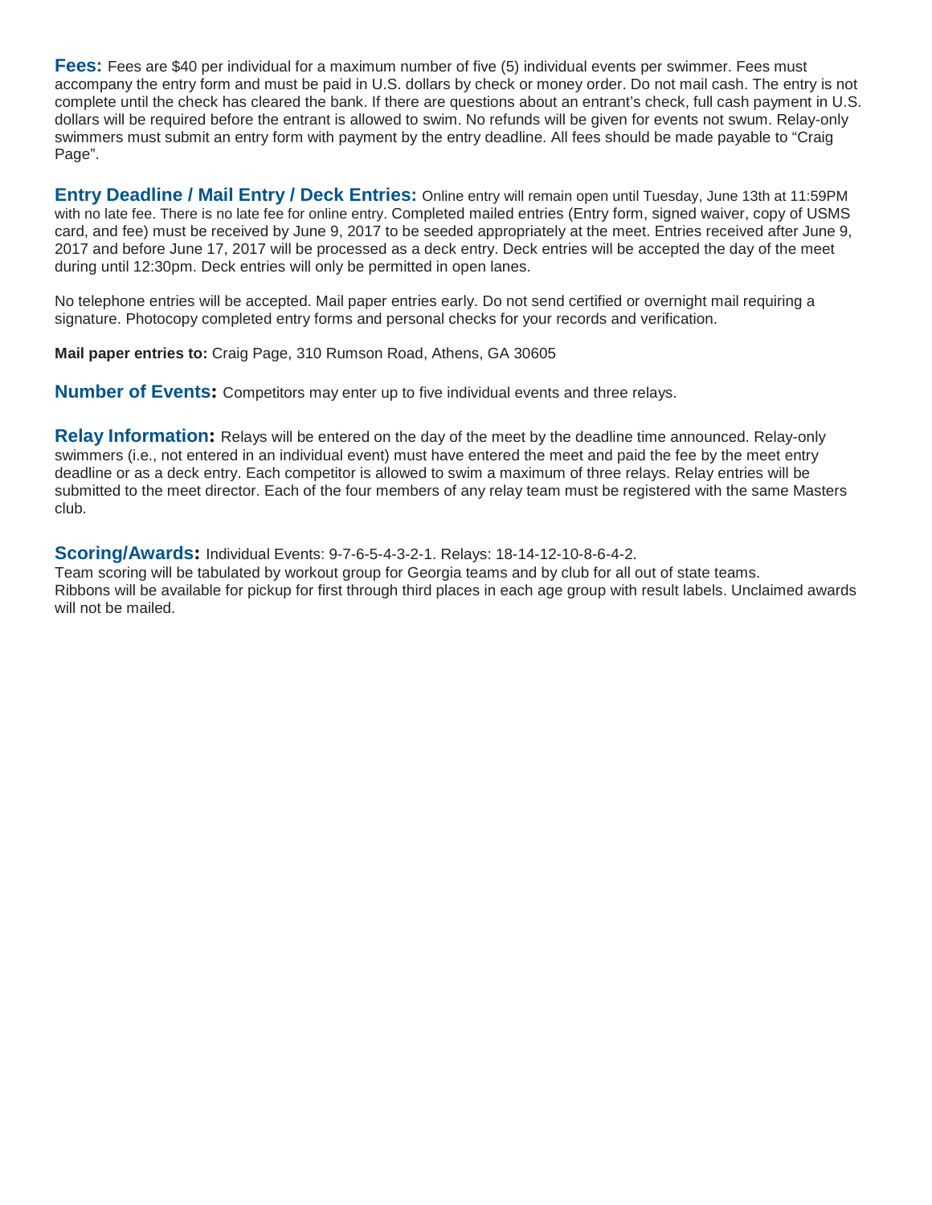**Fees:** Fees are $40 per individual for a maximum number of five (5) individual events per swimmer. Fees must accompany the entry form and must be paid in U.S. dollars by check or money order. Do not mail cash. The entry is not complete until the check has cleared the bank. If there are questions about an entrant's check, full cash payment in U.S. dollars will be required before the entrant is allowed to swim. No refunds will be given for events not swum. Relay-only swimmers must submit an entry form with payment by the entry deadline. All fees should be made payable to "Craig Page".

**Entry Deadline / Mail Entry / Deck Entries:** Online entry will remain open until Tuesday, June 13th at 11:59PM with no late fee. There is no late fee for online entry. Completed mailed entries (Entry form, signed waiver, copy of USMS card, and fee) must be received by June 9, 2017 to be seeded appropriately at the meet. Entries received after June 9, 2017 and before June 17, 2017 will be processed as a deck entry. Deck entries will be accepted the day of the meet during until 12:30pm. Deck entries will only be permitted in open lanes.

No telephone entries will be accepted. Mail paper entries early. Do not send certified or overnight mail requiring a signature. Photocopy completed entry forms and personal checks for your records and verification.

**Mail paper entries to:** Craig Page, 310 Rumson Road, Athens, GA 30605

**Number of Events:** Competitors may enter up to five individual events and three relays.

**Relay Information:** Relays will be entered on the day of the meet by the deadline time announced. Relay-only swimmers (i.e., not entered in an individual event) must have entered the meet and paid the fee by the meet entry deadline or as a deck entry. Each competitor is allowed to swim a maximum of three relays. Relay entries will be submitted to the meet director. Each of the four members of any relay team must be registered with the same Masters club.

**Scoring/Awards:** Individual Events: 9-7-6-5-4-3-2-1. Relays: 18-14-12-10-8-6-4-2.
Team scoring will be tabulated by workout group for Georgia teams and by club for all out of state teams.
Ribbons will be available for pickup for first through third places in each age group with result labels. Unclaimed awards will not be mailed.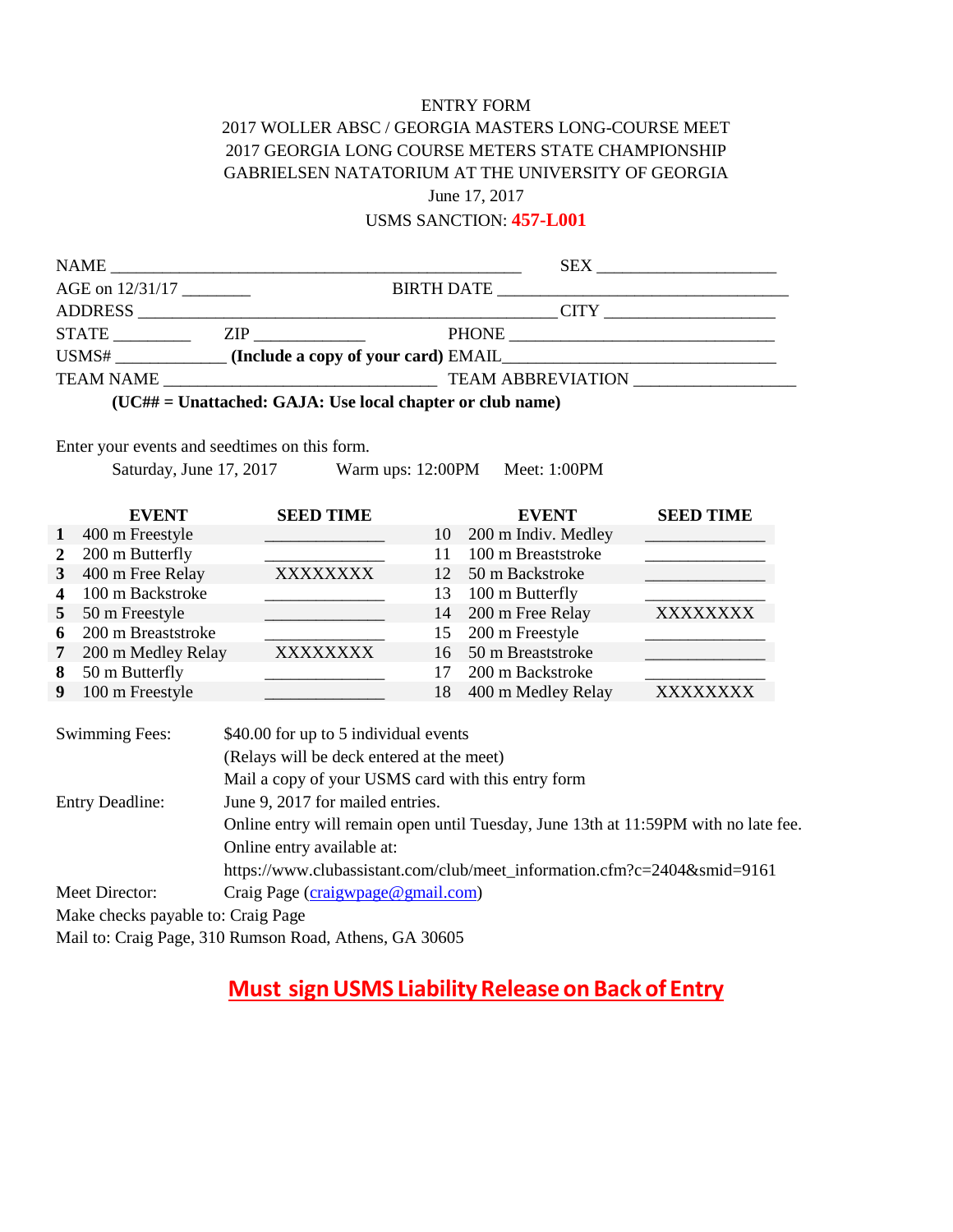# ENTRY FORM

## 2017 WOLLER ABSC / GEORGIA MASTERS LONG-COURSE MEET
## 2017 GEORGIA LONG COURSE METERS STATE CHAMPIONSHIP
## GABRIELSEN NATATORIUM AT THE UNIVERSITY OF GEORGIA

June 17, 2017

USMS SANCTION: **457-L001**

NAME ______________________________________________ SEX ____________________

AGE on 12/31/17 ________ BIRTH DATE _________________________________

ADDRESS _______________________________________________ CITY ___________________

STATE _________ ZIP _____________ PHONE ______________________________

USMS# _____________ **(Include a copy of your card)** EMAIL______________________________

TEAM NAME ______________________________ TEAM ABBREVIATION __________________

**(UC## = Unattached: GAJA: Use local chapter or club name)**

Enter your events and seedtimes on this form.

Saturday, June 17, 2017 Warm ups: 12:00PM Meet: 1:00PM

| | EVENT | SEED TIME | | EVENT | SEED TIME |
|---|---|---|---|---|---|
| **1** | 400 m Freestyle | ______________ | 10 | 200 m Indiv. Medley | ______________ |
| **2** | 200 m Butterfly | ______________ | 11 | 100 m Breaststroke | ______________ |
| **3** | 400 m Free Relay | XXXXXXXX | 12 | 50 m Backstroke | ______________ |
| **4** | 100 m Backstroke | ______________ | 13 | 100 m Butterfly | ______________ |
| **5** | 50 m Freestyle | ______________ | 14 | 200 m Free Relay | XXXXXXXX |
| **6** | 200 m Breaststroke | ______________ | 15 | 200 m Freestyle | ______________ |
| **7** | 200 m Medley Relay | XXXXXXXX | 16 | 50 m Breaststroke | ______________ |
| **8** | 50 m Butterfly | ______________ | 17 | 200 m Backstroke | ______________ |
| **9** | 100 m Freestyle | ______________ | 18 | 400 m Medley Relay | XXXXXXXX |

Swimming Fees: $40.00 for up to 5 individual events
(Relays will be deck entered at the meet)
Mail a copy of your USMS card with this entry form

Entry Deadline: June 9, 2017 for mailed entries.
Online entry will remain open until Tuesday, June 13th at 11:59PM with no late fee.
Online entry available at:
https://www.clubassistant.com/club/meet_information.cfm?c=2404&smid=9161

Meet Director: Craig Page (craigwpage@gmail.com)

Make checks payable to: Craig Page

Mail to: Craig Page, 310 Rumson Road, Athens, GA 30605

**Must sign USMS Liability Release on Back of Entry**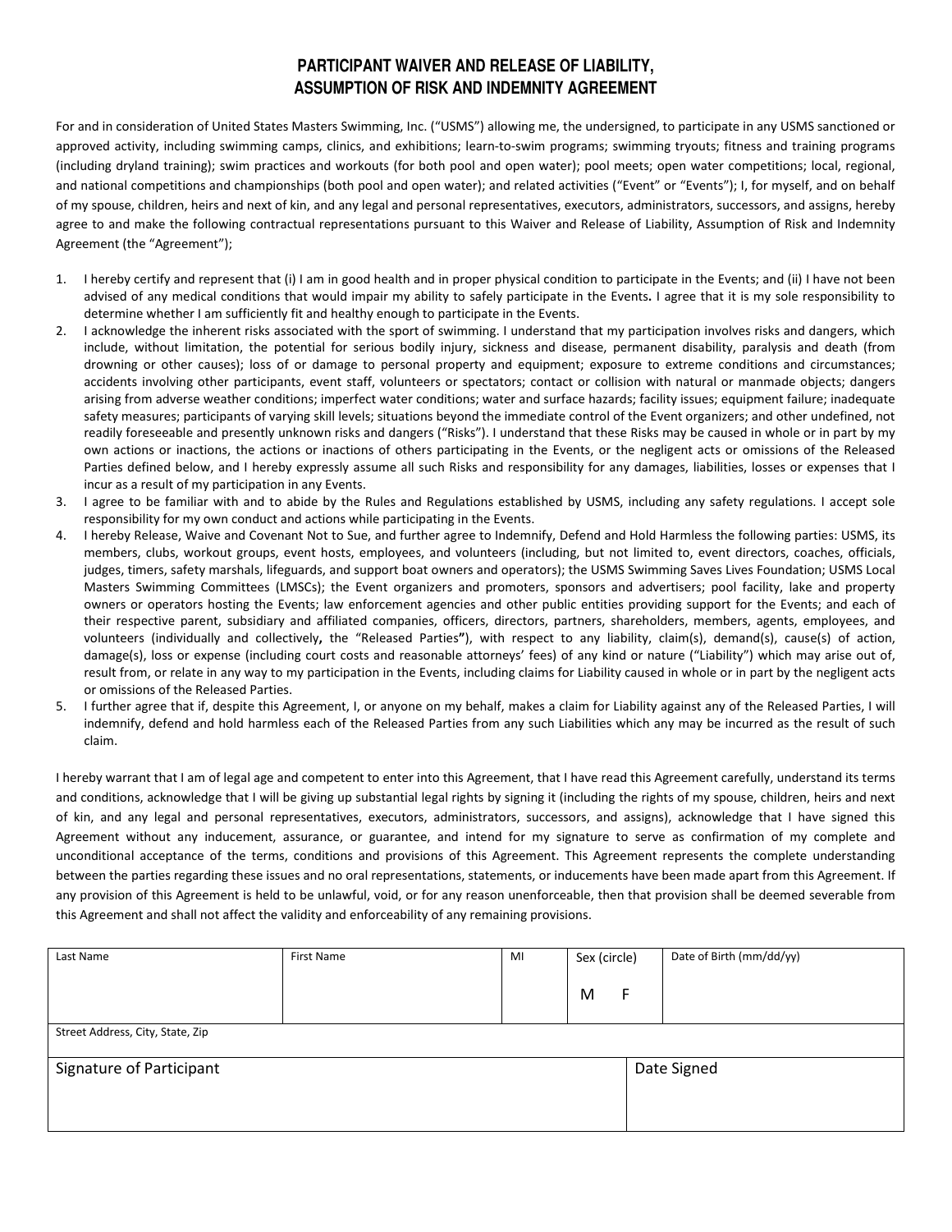# PARTICIPANT WAIVER AND RELEASE OF LIABILITY, ASSUMPTION OF RISK AND INDEMNITY AGREEMENT

For and in consideration of United States Masters Swimming, Inc. ("USMS") allowing me, the undersigned, to participate in any USMS sanctioned or approved activity, including swimming camps, clinics, and exhibitions; learn-to-swim programs; swimming tryouts; fitness and training programs (including dryland training); swim practices and workouts (for both pool and open water); pool meets; open water competitions; local, regional, and national competitions and championships (both pool and open water); and related activities ("Event" or "Events"); I, for myself, and on behalf of my spouse, children, heirs and next of kin, and any legal and personal representatives, executors, administrators, successors, and assigns, hereby agree to and make the following contractual representations pursuant to this Waiver and Release of Liability, Assumption of Risk and Indemnity Agreement (the "Agreement");

1. I hereby certify and represent that (i) I am in good health and in proper physical condition to participate in the Events; and (ii) I have not been advised of any medical conditions that would impair my ability to safely participate in the Events**.** I agree that it is my sole responsibility to determine whether I am sufficiently fit and healthy enough to participate in the Events.
2. I acknowledge the inherent risks associated with the sport of swimming. I understand that my participation involves risks and dangers, which include, without limitation, the potential for serious bodily injury, sickness and disease, permanent disability, paralysis and death (from drowning or other causes); loss of or damage to personal property and equipment; exposure to extreme conditions and circumstances; accidents involving other participants, event staff, volunteers or spectators; contact or collision with natural or manmade objects; dangers arising from adverse weather conditions; imperfect water conditions; water and surface hazards; facility issues; equipment failure; inadequate safety measures; participants of varying skill levels; situations beyond the immediate control of the Event organizers; and other undefined, not readily foreseeable and presently unknown risks and dangers ("Risks"). I understand that these Risks may be caused in whole or in part by my own actions or inactions, the actions or inactions of others participating in the Events, or the negligent acts or omissions of the Released Parties defined below, and I hereby expressly assume all such Risks and responsibility for any damages, liabilities, losses or expenses that I incur as a result of my participation in any Events.
3. I agree to be familiar with and to abide by the Rules and Regulations established by USMS, including any safety regulations. I accept sole responsibility for my own conduct and actions while participating in the Events.
4. I hereby Release, Waive and Covenant Not to Sue, and further agree to Indemnify, Defend and Hold Harmless the following parties: USMS, its members, clubs, workout groups, event hosts, employees, and volunteers (including, but not limited to, event directors, coaches, officials, judges, timers, safety marshals, lifeguards, and support boat owners and operators); the USMS Swimming Saves Lives Foundation; USMS Local Masters Swimming Committees (LMSCs); the Event organizers and promoters, sponsors and advertisers; pool facility, lake and property owners or operators hosting the Events; law enforcement agencies and other public entities providing support for the Events; and each of their respective parent, subsidiary and affiliated companies, officers, directors, partners, shareholders, members, agents, employees, and volunteers (individually and collectively**,** the "Released Parties**"**), with respect to any liability, claim(s), demand(s), cause(s) of action, damage(s), loss or expense (including court costs and reasonable attorneys' fees) of any kind or nature ("Liability") which may arise out of, result from, or relate in any way to my participation in the Events, including claims for Liability caused in whole or in part by the negligent acts or omissions of the Released Parties.
5. I further agree that if, despite this Agreement, I, or anyone on my behalf, makes a claim for Liability against any of the Released Parties, I will indemnify, defend and hold harmless each of the Released Parties from any such Liabilities which any may be incurred as the result of such claim.

I hereby warrant that I am of legal age and competent to enter into this Agreement, that I have read this Agreement carefully, understand its terms and conditions, acknowledge that I will be giving up substantial legal rights by signing it (including the rights of my spouse, children, heirs and next of kin, and any legal and personal representatives, executors, administrators, successors, and assigns), acknowledge that I have signed this Agreement without any inducement, assurance, or guarantee, and intend for my signature to serve as confirmation of my complete and unconditional acceptance of the terms, conditions and provisions of this Agreement. This Agreement represents the complete understanding between the parties regarding these issues and no oral representations, statements, or inducements have been made apart from this Agreement. If any provision of this Agreement is held to be unlawful, void, or for any reason unenforceable, then that provision shall be deemed severable from this Agreement and shall not affect the validity and enforceability of any remaining provisions.

| Last Name | First Name | MI | Sex (circle) M F | Date of Birth (mm/dd/yy) |
|---|---|---|---|---|
| Street Address, City, State, Zip | | | | |
| Signature of Participant | | | Date Signed | |